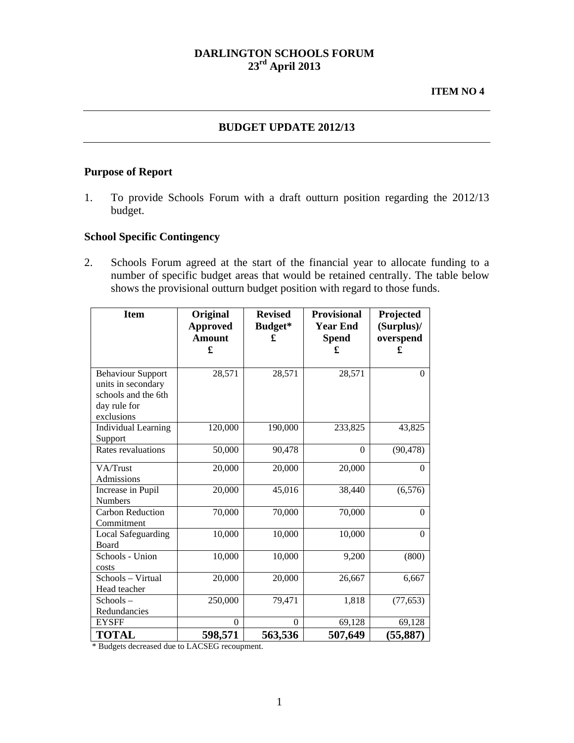**DARLINGTON SCHOOLS FORUM**
**23rd April 2013**

**ITEM NO 4**

## BUDGET UPDATE 2012/13

### Purpose of Report

1. To provide Schools Forum with a draft outturn position regarding the 2012/13 budget.

### School Specific Contingency

2. Schools Forum agreed at the start of the financial year to allocate funding to a number of specific budget areas that would be retained centrally. The table below shows the provisional outturn budget position with regard to those funds.

| Item | Original Approved Amount £ | Revised Budget* £ | Provisional Year End Spend £ | Projected (Surplus)/ overspend £ |
|---|---|---|---|---|
| Behaviour Support units in secondary schools and the 6th day rule for exclusions | 28,571 | 28,571 | 28,571 | 0 |
| Individual Learning Support | 120,000 | 190,000 | 233,825 | 43,825 |
| Rates revaluations | 50,000 | 90,478 | 0 | (90,478) |
| VA/Trust Admissions | 20,000 | 20,000 | 20,000 | 0 |
| Increase in Pupil Numbers | 20,000 | 45,016 | 38,440 | (6,576) |
| Carbon Reduction Commitment | 70,000 | 70,000 | 70,000 | 0 |
| Local Safeguarding Board | 10,000 | 10,000 | 10,000 | 0 |
| Schools - Union costs | 10,000 | 10,000 | 9,200 | (800) |
| Schools – Virtual Head teacher | 20,000 | 20,000 | 26,667 | 6,667 |
| Schools – Redundancies | 250,000 | 79,471 | 1,818 | (77,653) |
| EYSFF | 0 | 0 | 69,128 | 69,128 |
| **TOTAL** | **598,571** | **563,536** | **507,649** | **(55,887)** |

* Budgets decreased due to LACSEG recoupment.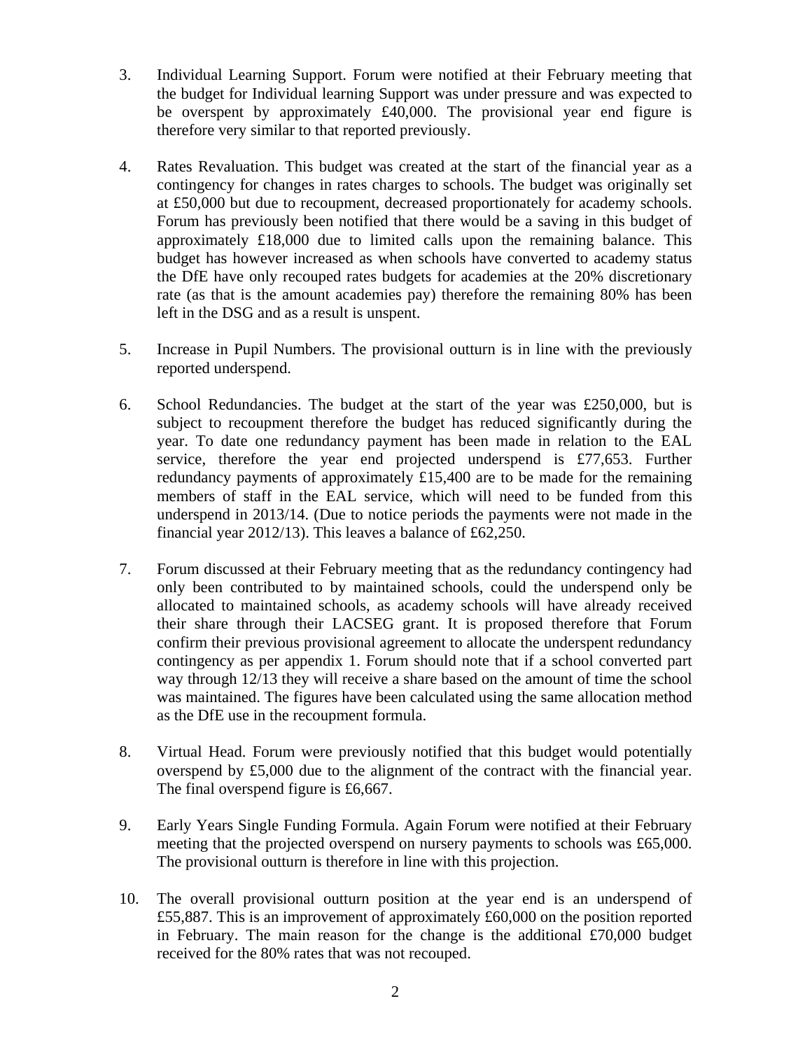3. Individual Learning Support. Forum were notified at their February meeting that the budget for Individual learning Support was under pressure and was expected to be overspent by approximately £40,000. The provisional year end figure is therefore very similar to that reported previously.

4. Rates Revaluation. This budget was created at the start of the financial year as a contingency for changes in rates charges to schools. The budget was originally set at £50,000 but due to recoupment, decreased proportionately for academy schools. Forum has previously been notified that there would be a saving in this budget of approximately £18,000 due to limited calls upon the remaining balance. This budget has however increased as when schools have converted to academy status the DfE have only recouped rates budgets for academies at the 20% discretionary rate (as that is the amount academies pay) therefore the remaining 80% has been left in the DSG and as a result is unspent.

5. Increase in Pupil Numbers. The provisional outturn is in line with the previously reported underspend.

6. School Redundancies. The budget at the start of the year was £250,000, but is subject to recoupment therefore the budget has reduced significantly during the year. To date one redundancy payment has been made in relation to the EAL service, therefore the year end projected underspend is £77,653. Further redundancy payments of approximately £15,400 are to be made for the remaining members of staff in the EAL service, which will need to be funded from this underspend in 2013/14. (Due to notice periods the payments were not made in the financial year 2012/13). This leaves a balance of £62,250.

7. Forum discussed at their February meeting that as the redundancy contingency had only been contributed to by maintained schools, could the underspend only be allocated to maintained schools, as academy schools will have already received their share through their LACSEG grant. It is proposed therefore that Forum confirm their previous provisional agreement to allocate the underspent redundancy contingency as per appendix 1. Forum should note that if a school converted part way through 12/13 they will receive a share based on the amount of time the school was maintained. The figures have been calculated using the same allocation method as the DfE use in the recoupment formula.

8. Virtual Head. Forum were previously notified that this budget would potentially overspend by £5,000 due to the alignment of the contract with the financial year. The final overspend figure is £6,667.

9. Early Years Single Funding Formula. Again Forum were notified at their February meeting that the projected overspend on nursery payments to schools was £65,000. The provisional outturn is therefore in line with this projection.

10. The overall provisional outturn position at the year end is an underspend of £55,887. This is an improvement of approximately £60,000 on the position reported in February. The main reason for the change is the additional £70,000 budget received for the 80% rates that was not recouped.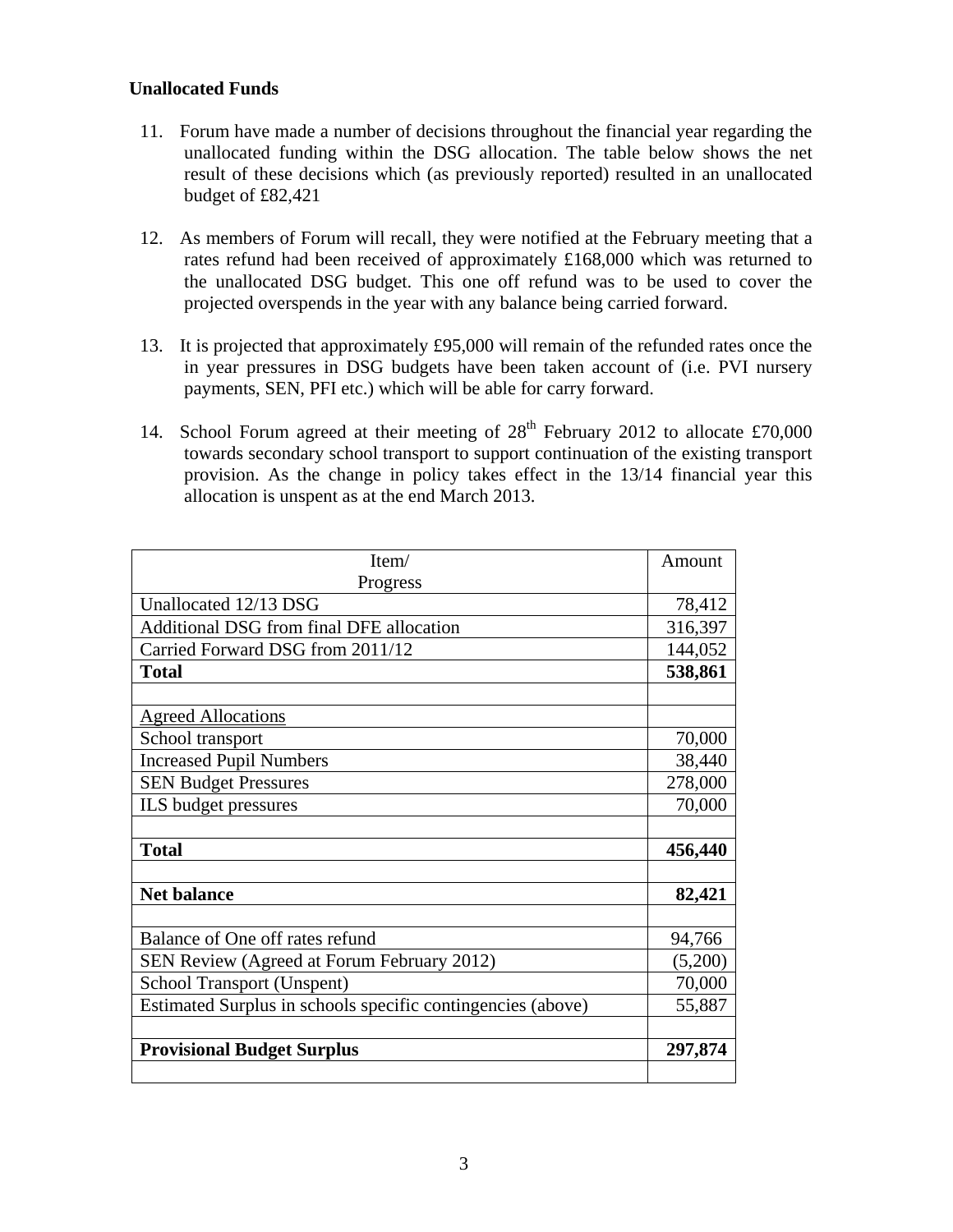**Unallocated Funds**

11. Forum have made a number of decisions throughout the financial year regarding the unallocated funding within the DSG allocation. The table below shows the net result of these decisions which (as previously reported) resulted in an unallocated budget of £82,421

12. As members of Forum will recall, they were notified at the February meeting that a rates refund had been received of approximately £168,000 which was returned to the unallocated DSG budget. This one off refund was to be used to cover the projected overspends in the year with any balance being carried forward.

13. It is projected that approximately £95,000 will remain of the refunded rates once the in year pressures in DSG budgets have been taken account of (i.e. PVI nursery payments, SEN, PFI etc.) which will be able for carry forward.

14. School Forum agreed at their meeting of 28th February 2012 to allocate £70,000 towards secondary school transport to support continuation of the existing transport provision. As the change in policy takes effect in the 13/14 financial year this allocation is unspent as at the end March 2013.

| Item/ Progress | Amount |
|---|---|
| Unallocated 12/13 DSG | 78,412 |
| Additional DSG from final DFE allocation | 316,397 |
| Carried Forward DSG from 2011/12 | 144,052 |
| **Total** | **538,861** |
| | |
| Agreed Allocations | |
| School transport | 70,000 |
| Increased Pupil Numbers | 38,440 |
| SEN Budget Pressures | 278,000 |
| ILS budget pressures | 70,000 |
| | |
| **Total** | **456,440** |
| | |
| **Net balance** | **82,421** |
| | |
| Balance of One off rates refund | 94,766 |
| SEN Review (Agreed at Forum February 2012) | (5,200) |
| School Transport (Unspent) | 70,000 |
| Estimated Surplus in schools specific contingencies (above) | 55,887 |
| | |
| **Provisional Budget Surplus** | **297,874** |
| | |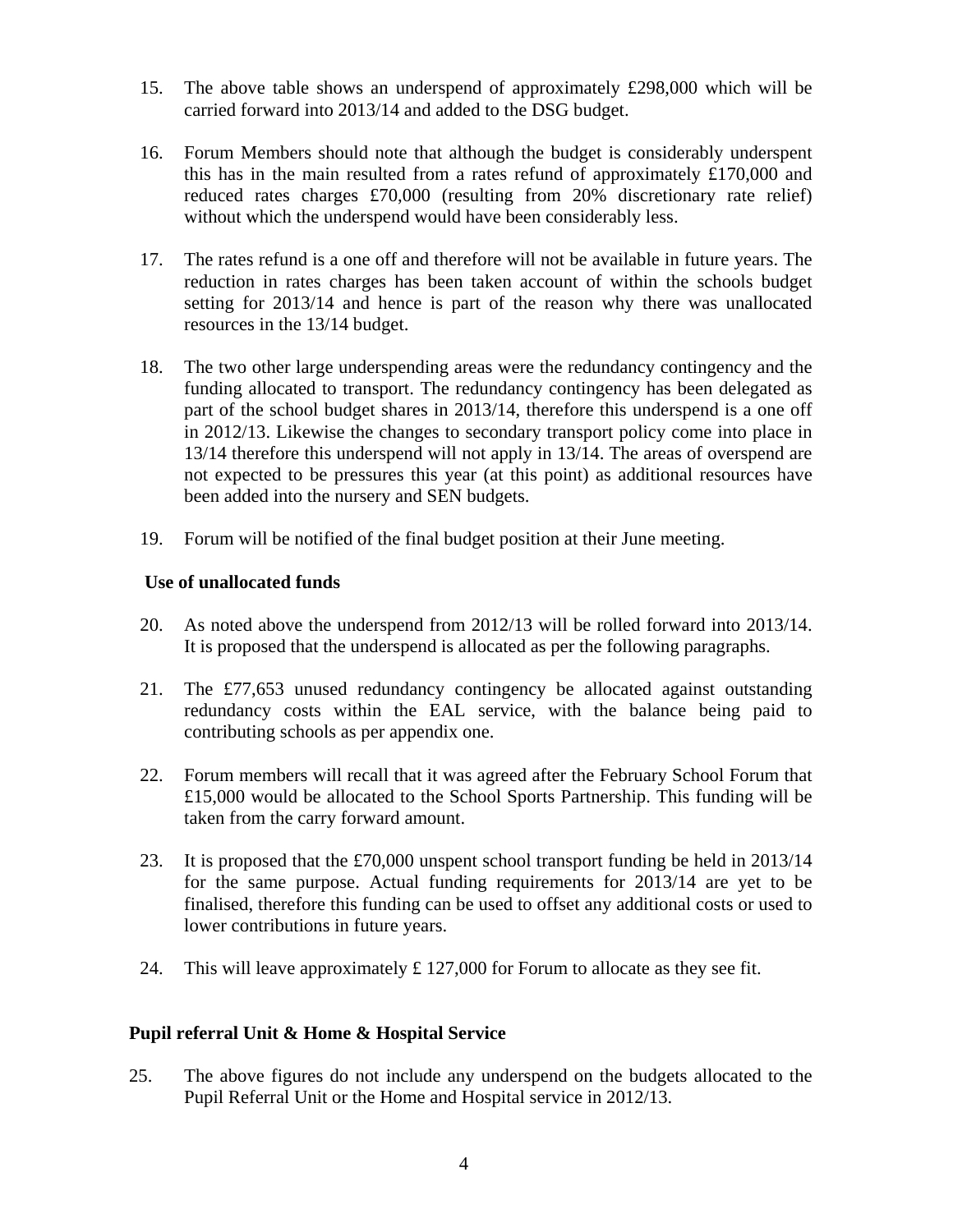15. The above table shows an underspend of approximately £298,000 which will be carried forward into 2013/14 and added to the DSG budget.

16. Forum Members should note that although the budget is considerably underspent this has in the main resulted from a rates refund of approximately £170,000 and reduced rates charges £70,000 (resulting from 20% discretionary rate relief) without which the underspend would have been considerably less.

17. The rates refund is a one off and therefore will not be available in future years. The reduction in rates charges has been taken account of within the schools budget setting for 2013/14 and hence is part of the reason why there was unallocated resources in the 13/14 budget.

18. The two other large underspending areas were the redundancy contingency and the funding allocated to transport. The redundancy contingency has been delegated as part of the school budget shares in 2013/14, therefore this underspend is a one off in 2012/13. Likewise the changes to secondary transport policy come into place in 13/14 therefore this underspend will not apply in 13/14. The areas of overspend are not expected to be pressures this year (at this point) as additional resources have been added into the nursery and SEN budgets.

19. Forum will be notified of the final budget position at their June meeting.

**Use of unallocated funds**

20. As noted above the underspend from 2012/13 will be rolled forward into 2013/14. It is proposed that the underspend is allocated as per the following paragraphs.

21. The £77,653 unused redundancy contingency be allocated against outstanding redundancy costs within the EAL service, with the balance being paid to contributing schools as per appendix one.

22. Forum members will recall that it was agreed after the February School Forum that £15,000 would be allocated to the School Sports Partnership. This funding will be taken from the carry forward amount.

23. It is proposed that the £70,000 unspent school transport funding be held in 2013/14 for the same purpose. Actual funding requirements for 2013/14 are yet to be finalised, therefore this funding can be used to offset any additional costs or used to lower contributions in future years.

24. This will leave approximately £ 127,000 for Forum to allocate as they see fit.

**Pupil referral Unit & Home & Hospital Service**

25. The above figures do not include any underspend on the budgets allocated to the Pupil Referral Unit or the Home and Hospital service in 2012/13.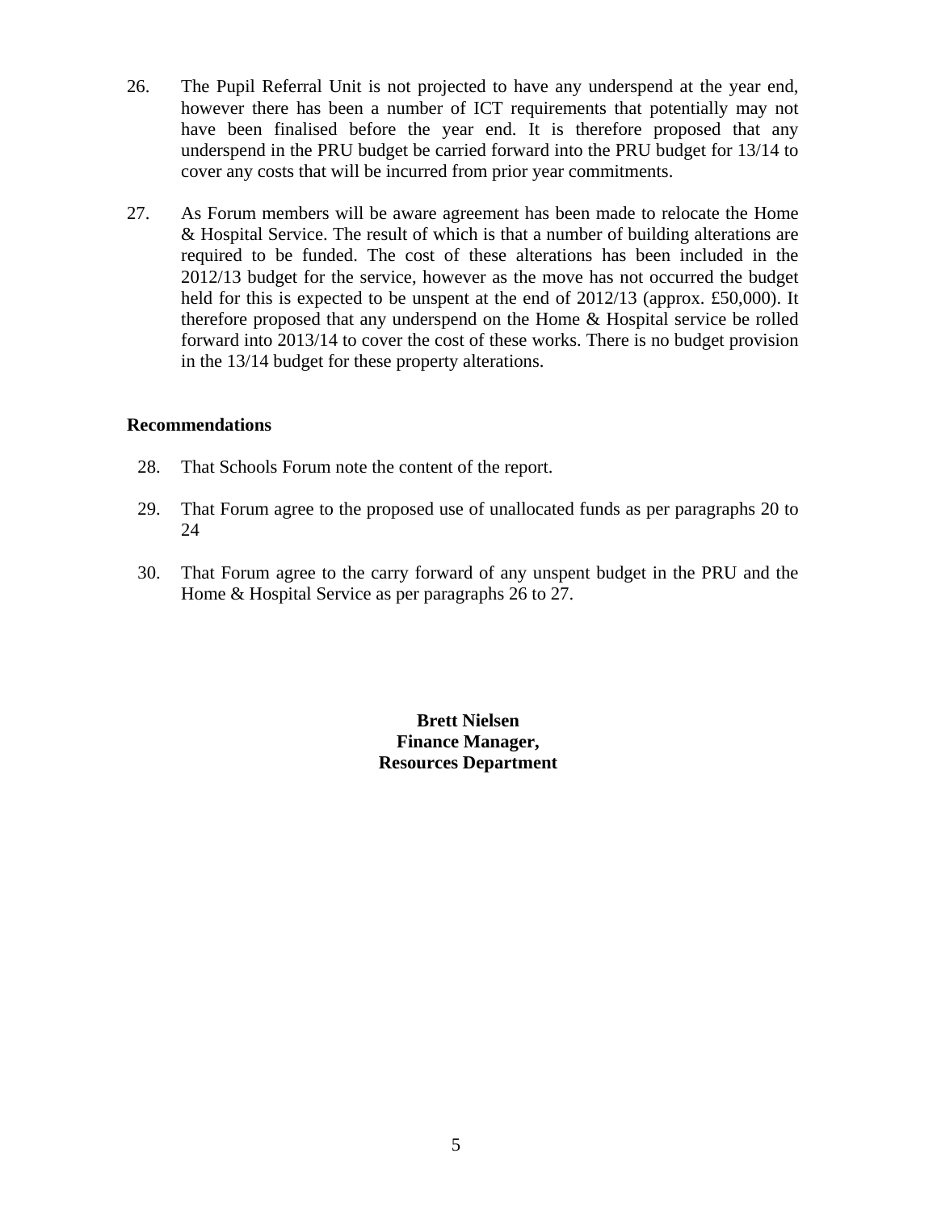26. The Pupil Referral Unit is not projected to have any underspend at the year end, however there has been a number of ICT requirements that potentially may not have been finalised before the year end. It is therefore proposed that any underspend in the PRU budget be carried forward into the PRU budget for 13/14 to cover any costs that will be incurred from prior year commitments.

27. As Forum members will be aware agreement has been made to relocate the Home & Hospital Service. The result of which is that a number of building alterations are required to be funded. The cost of these alterations has been included in the 2012/13 budget for the service, however as the move has not occurred the budget held for this is expected to be unspent at the end of 2012/13 (approx. £50,000). It therefore proposed that any underspend on the Home & Hospital service be rolled forward into 2013/14 to cover the cost of these works. There is no budget provision in the 13/14 budget for these property alterations.

**Recommendations**

28. That Schools Forum note the content of the report.

29. That Forum agree to the proposed use of unallocated funds as per paragraphs 20 to 24

30. That Forum agree to the carry forward of any unspent budget in the PRU and the Home & Hospital Service as per paragraphs 26 to 27.

**Brett Nielsen**
**Finance Manager,**
**Resources Department**